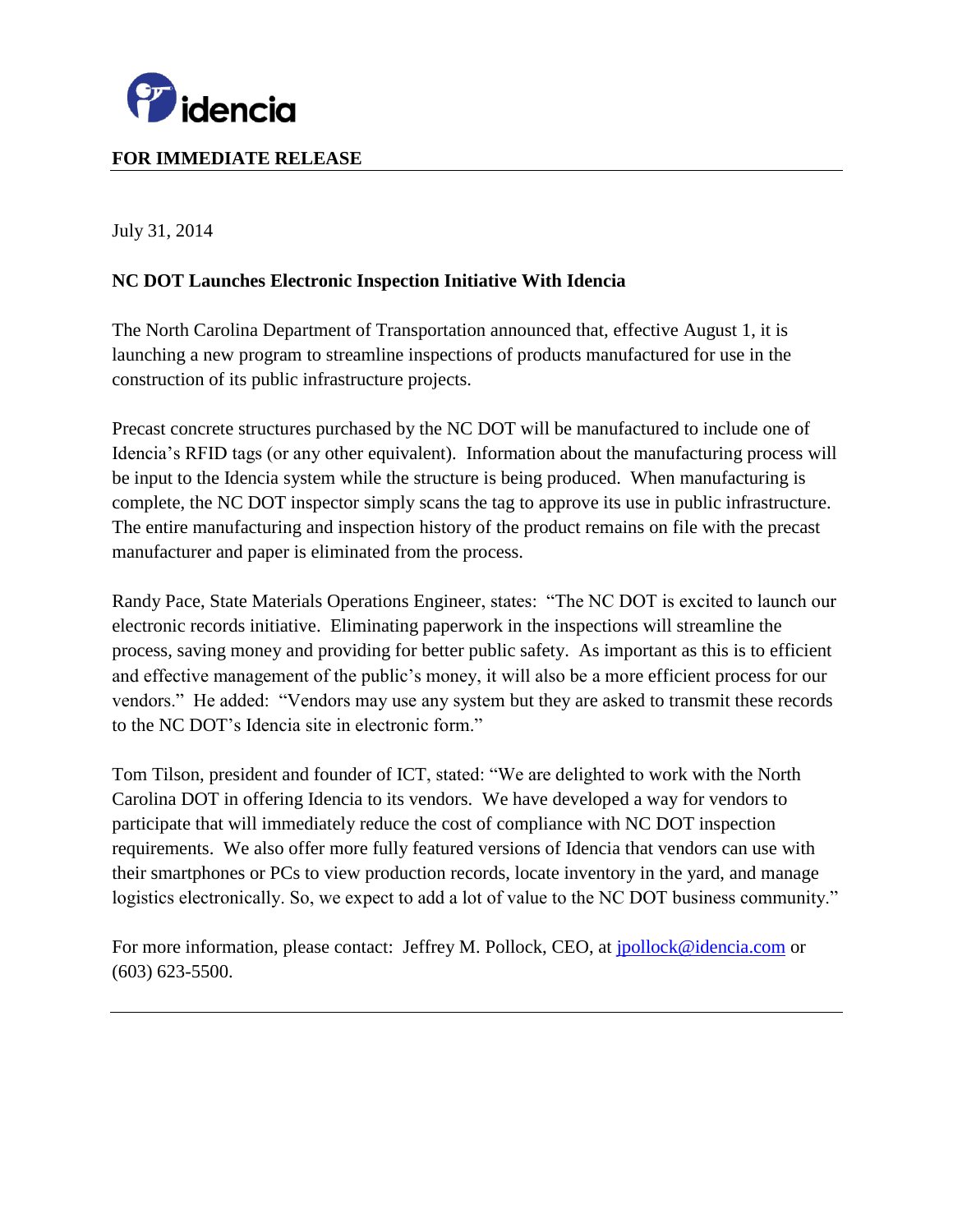**FOR IMMEDIATE RELEASE**

July 31, 2014

**NC DOT Launches Electronic Inspection Initiative With Idencia**

The North Carolina Department of Transportation announced that, effective August 1, it is launching a new program to streamline inspections of products manufactured for use in the construction of its public infrastructure projects.

Precast concrete structures purchased by the NC DOT will be manufactured to include one of Idencia's RFID tags (or any other equivalent). Information about the manufacturing process will be input to the Idencia system while the structure is being produced. When manufacturing is complete, the NC DOT inspector simply scans the tag to approve its use in public infrastructure. The entire manufacturing and inspection history of the product remains on file with the precast manufacturer and paper is eliminated from the process.

Randy Pace, State Materials Operations Engineer, states: "The NC DOT is excited to launch our electronic records initiative. Eliminating paperwork in the inspections will streamline the process, saving money and providing for better public safety. As important as this is to efficient and effective management of the public's money, it will also be a more efficient process for our vendors." He added: "Vendors may use any system but they are asked to transmit these records to the NC DOT's Idencia site in electronic form."

Tom Tilson, president and founder of ICT, stated: "We are delighted to work with the North Carolina DOT in offering Idencia to its vendors. We have developed a way for vendors to participate that will immediately reduce the cost of compliance with NC DOT inspection requirements. We also offer more fully featured versions of Idencia that vendors can use with their smartphones or PCs to view production records, locate inventory in the yard, and manage logistics electronically. So, we expect to add a lot of value to the NC DOT business community."

For more information, please contact: Jeffrey M. Pollock, CEO, at jpollock@idencia.com or (603) 623-5500.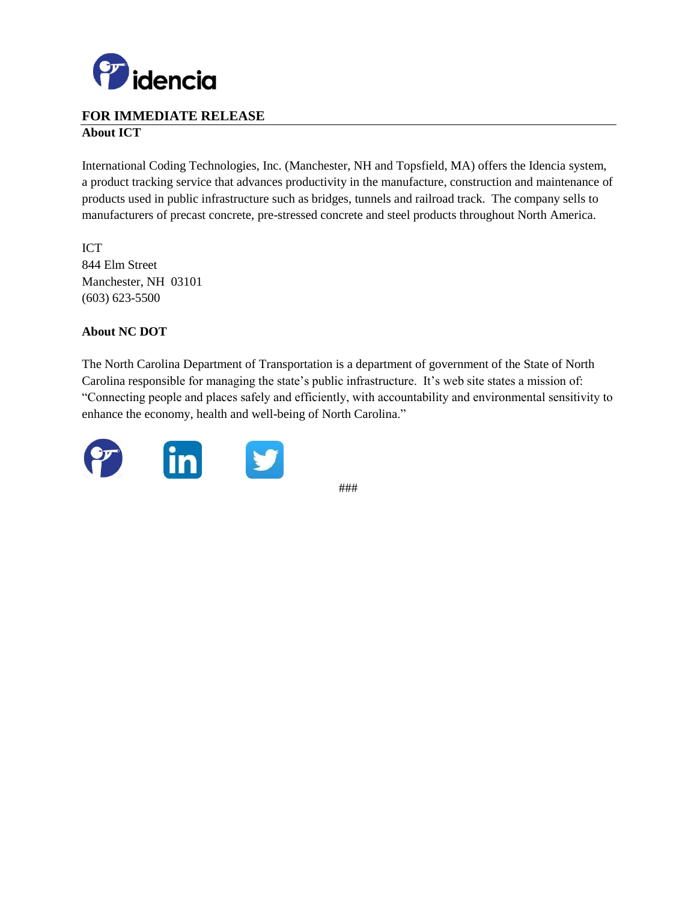**FOR IMMEDIATE RELEASE**

**About ICT**

International Coding Technologies, Inc. (Manchester, NH and Topsfield, MA) offers the Idencia system, a product tracking service that advances productivity in the manufacture, construction and maintenance of products used in public infrastructure such as bridges, tunnels and railroad track. The company sells to manufacturers of precast concrete, pre-stressed concrete and steel products throughout North America.

ICT
844 Elm Street
Manchester, NH 03101
(603) 623-5500

**About NC DOT**

The North Carolina Department of Transportation is a department of government of the State of North Carolina responsible for managing the state's public infrastructure. It's web site states a mission of: "Connecting people and places safely and efficiently, with accountability and environmental sensitivity to enhance the economy, health and well-being of North Carolina."

###